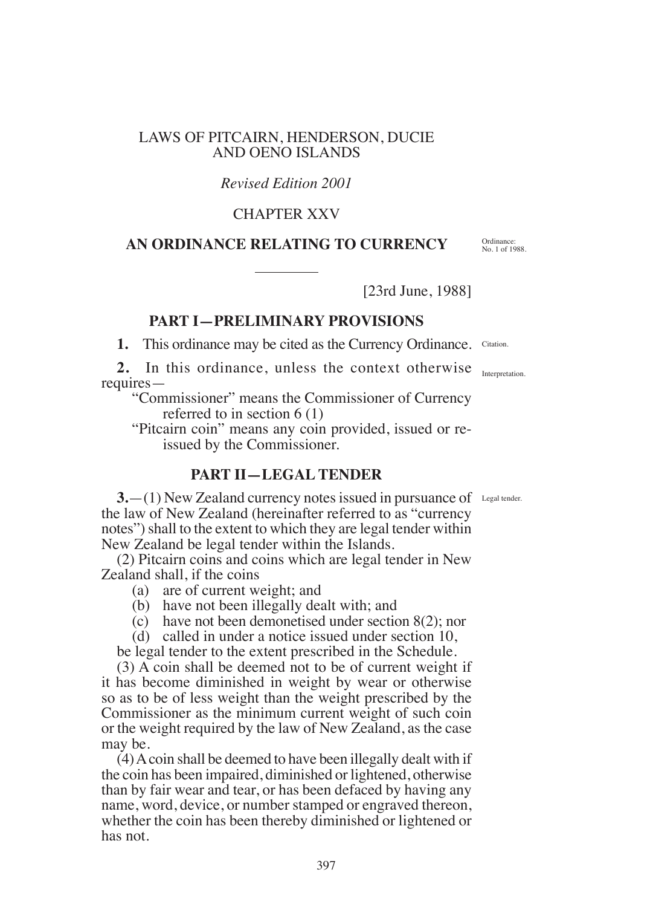LAWS OF PITCAIRN, HENDERSON, DUCIE AND OENO ISLANDS

*Revised Edition 2001*

CHAPTER XXV

# AN ORDINANCE RELATING TO CURRENCY

Ordinance: No. 1 of 1988.

[23rd June, 1988]

## PART I—PRELIMINARY PROVISIONS

Citation.

**1.** This ordinance may be cited as the Currency Ordinance.

Interpretation.

**2.** In this ordinance, unless the context otherwise requires—

"Commissioner" means the Commissioner of Currency referred to in section 6 (1)

"Pitcairn coin" means any coin provided, issued or re-issued by the Commissioner.

## PART II—LEGAL TENDER

Legal tender.

**3.**—(1) New Zealand currency notes issued in pursuance of the law of New Zealand (hereinafter referred to as "currency notes") shall to the extent to which they are legal tender within New Zealand be legal tender within the Islands.

(2) Pitcairn coins and coins which are legal tender in New Zealand shall, if the coins

(a) are of current weight; and

(b) have not been illegally dealt with; and

(c) have not been demonetised under section 8(2); nor

(d) called in under a notice issued under section 10,

be legal tender to the extent prescribed in the Schedule.

(3) A coin shall be deemed not to be of current weight if it has become diminished in weight by wear or otherwise so as to be of less weight than the weight prescribed by the Commissioner as the minimum current weight of such coin or the weight required by the law of New Zealand, as the case may be.

(4) A coin shall be deemed to have been illegally dealt with if the coin has been impaired, diminished or lightened, otherwise than by fair wear and tear, or has been defaced by having any name, word, device, or number stamped or engraved thereon, whether the coin has been thereby diminished or lightened or has not.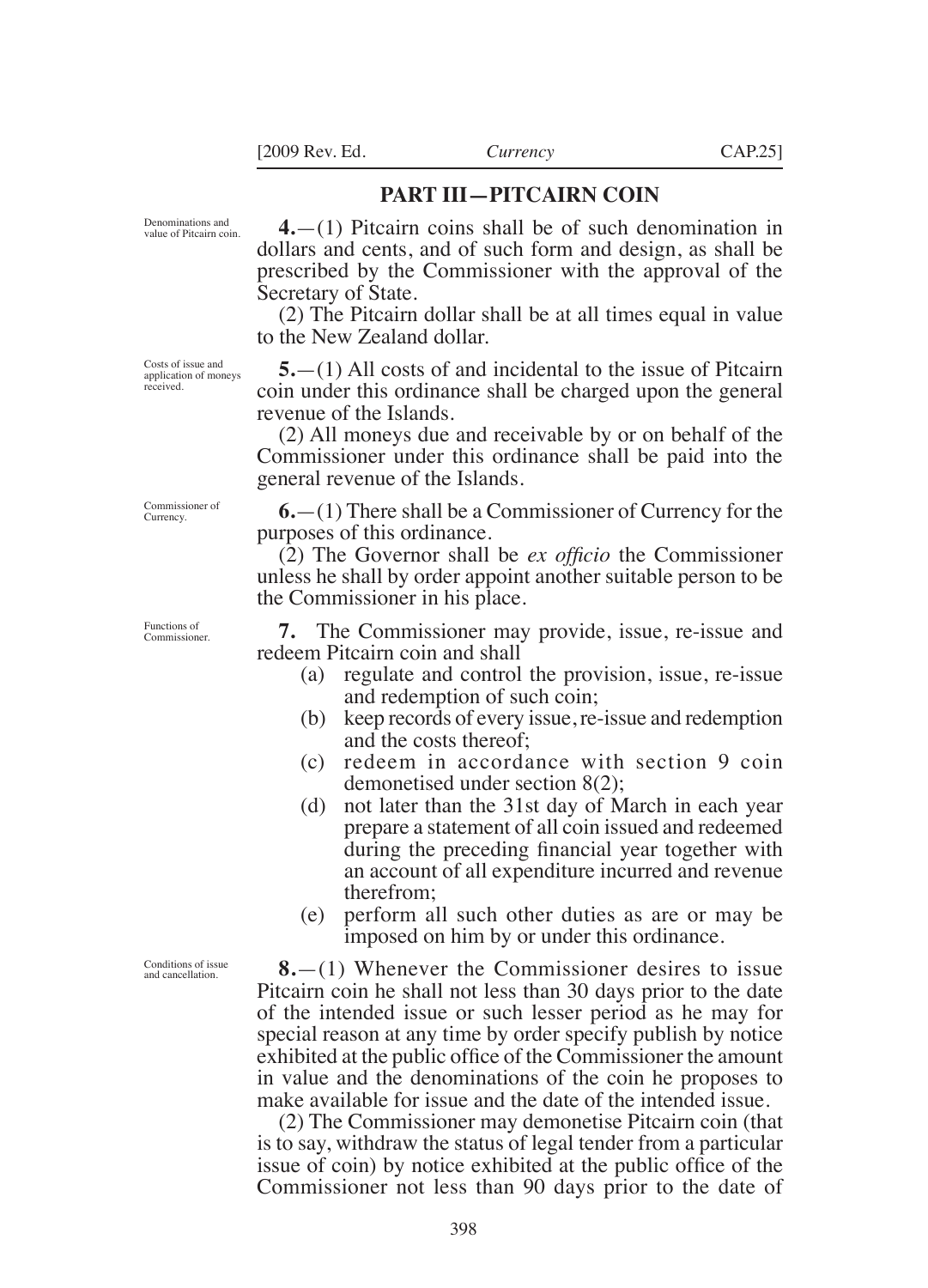## PART III—PITCAIRN COIN

*Denominations and value of Pitcairn coin.*

**4.**—(1) Pitcairn coins shall be of such denomination in dollars and cents, and of such form and design, as shall be prescribed by the Commissioner with the approval of the Secretary of State.

(2) The Pitcairn dollar shall be at all times equal in value to the New Zealand dollar.

*Costs of issue and application of moneys received.*

**5.**—(1) All costs of and incidental to the issue of Pitcairn coin under this ordinance shall be charged upon the general revenue of the Islands.

(2) All moneys due and receivable by or on behalf of the Commissioner under this ordinance shall be paid into the general revenue of the Islands.

*Commissioner of Currency.*

**6.**—(1) There shall be a Commissioner of Currency for the purposes of this ordinance.

(2) The Governor shall be *ex officio* the Commissioner unless he shall by order appoint another suitable person to be the Commissioner in his place.

*Functions of Commissioner.*

**7.** The Commissioner may provide, issue, re-issue and redeem Pitcairn coin and shall

(a) regulate and control the provision, issue, re-issue and redemption of such coin;

(b) keep records of every issue, re-issue and redemption and the costs thereof;

(c) redeem in accordance with section 9 coin demonetised under section 8(2);

(d) not later than the 31st day of March in each year prepare a statement of all coin issued and redeemed during the preceding financial year together with an account of all expenditure incurred and revenue therefrom;

(e) perform all such other duties as are or may be imposed on him by or under this ordinance.

*Conditions of issue and cancellation.*

**8.**—(1) Whenever the Commissioner desires to issue Pitcairn coin he shall not less than 30 days prior to the date of the intended issue or such lesser period as he may for special reason at any time by order specify publish by notice exhibited at the public office of the Commissioner the amount in value and the denominations of the coin he proposes to make available for issue and the date of the intended issue.

(2) The Commissioner may demonetise Pitcairn coin (that is to say, withdraw the status of legal tender from a particular issue of coin) by notice exhibited at the public office of the Commissioner not less than 90 days prior to the date of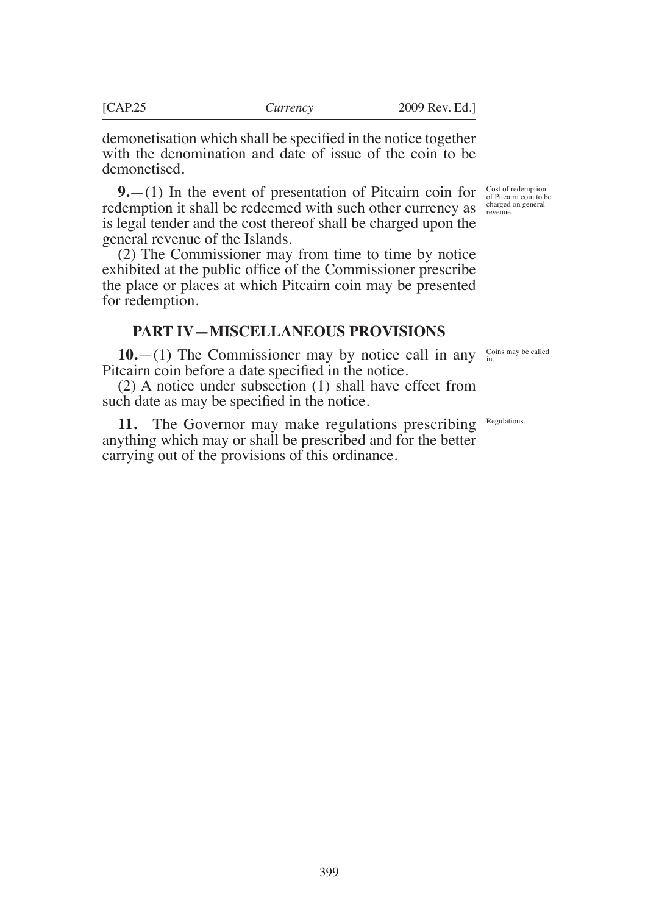demonetisation which shall be specified in the notice together with the denomination and date of issue of the coin to be demonetised.

**9.**—(1) In the event of presentation of Pitcairn coin for redemption it shall be redeemed with such other currency as is legal tender and the cost thereof shall be charged upon the general revenue of the Islands.

*Cost of redemption of Pitcairn coin to be charged on general revenue.*

(2) The Commissioner may from time to time by notice exhibited at the public office of the Commissioner prescribe the place or places at which Pitcairn coin may be presented for redemption.

## PART IV—MISCELLANEOUS PROVISIONS

**10.**—(1) The Commissioner may by notice call in any Pitcairn coin before a date specified in the notice.

*Coins may be called in.*

(2) A notice under subsection (1) shall have effect from such date as may be specified in the notice.

**11.** The Governor may make regulations prescribing anything which may or shall be prescribed and for the better carrying out of the provisions of this ordinance.

*Regulations.*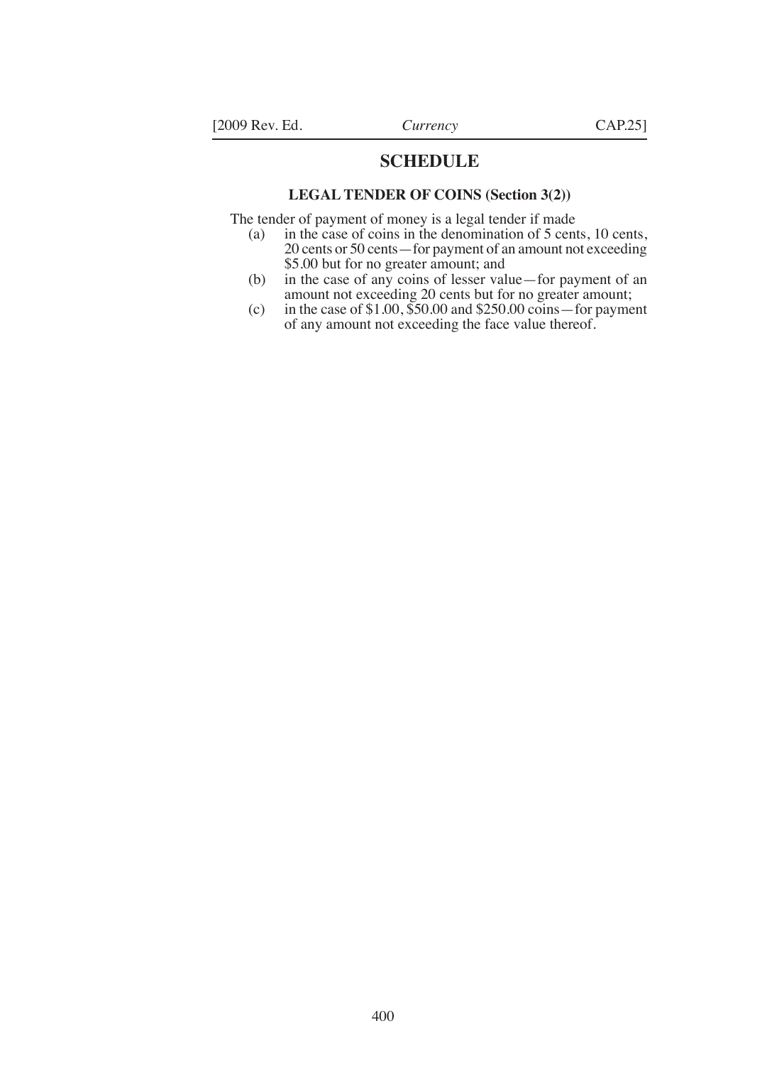# SCHEDULE

### LEGAL TENDER OF COINS (Section 3(2))

The tender of payment of money is a legal tender if made

(a) in the case of coins in the denomination of 5 cents, 10 cents, 20 cents or 50 cents—for payment of an amount not exceeding $5.00 but for no greater amount; and

(b) in the case of any coins of lesser value—for payment of an amount not exceeding 20 cents but for no greater amount;

(c) in the case of $1.00, $50.00 and $250.00 coins—for payment of any amount not exceeding the face value thereof.